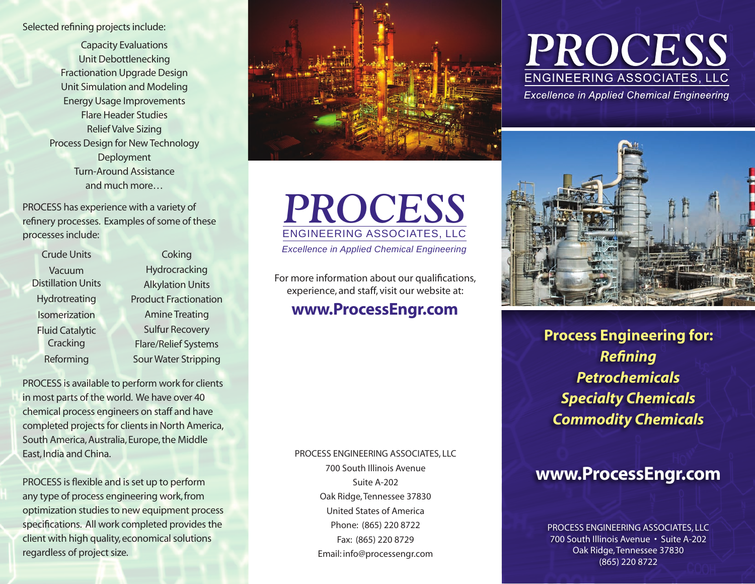Selected refining projects include:

- Capacity Evaluations
- Unit Debottlenecking
- Fractionation Upgrade Design
- Unit Simulation and Modeling
- Energy Usage Improvements
- Flare Header Studies
- Relief Valve Sizing
- Process Design for New Technology Deployment
- Turn-Around Assistance
- and much more…

PROCESS has experience with a variety of refinery processes. Examples of some of these processes include:

- Crude Units
- Vacuum Distillation Units
- Hydrotreating
- Isomerization
- Fluid Catalytic Cracking
- Reforming
- Coking
- Hydrocracking
- Alkylation Units
- Product Fractionation
- Amine Treating
- Sulfur Recovery
- Flare/Relief Systems
- Sour Water Stripping

PROCESS is available to perform work for clients in most parts of the world. We have over 40 chemical process engineers on staff and have completed projects for clients in North America, South America, Australia, Europe, the Middle East, India and China.

PROCESS is flexible and is set up to perform any type of process engineering work, from optimization studies to new equipment process specifications. All work completed provides the client with high quality, economical solutions regardless of project size.

# PROCESS
## ENGINEERING ASSOCIATES, LLC
*Excellence in Applied Chemical Engineering*

For more information about our qualifications, experience, and staff, visit our website at:

**www.ProcessEngr.com**

PROCESS ENGINEERING ASSOCIATES, LLC
700 South Illinois Avenue
Suite A-202
Oak Ridge, Tennessee 37830
United States of America
Phone: (865) 220 8722
Fax: (865) 220 8729
Email: info@processengr.com

# PROCESS
## ENGINEERING ASSOCIATES, LLC
*Excellence in Applied Chemical Engineering*

**Process Engineering for:**

***Refining***
***Petrochemicals***
***Specialty Chemicals***
***Commodity Chemicals***

**www.ProcessEngr.com**

PROCESS ENGINEERING ASSOCIATES, LLC
700 South Illinois Avenue • Suite A-202
Oak Ridge, Tennessee 37830
(865) 220 8722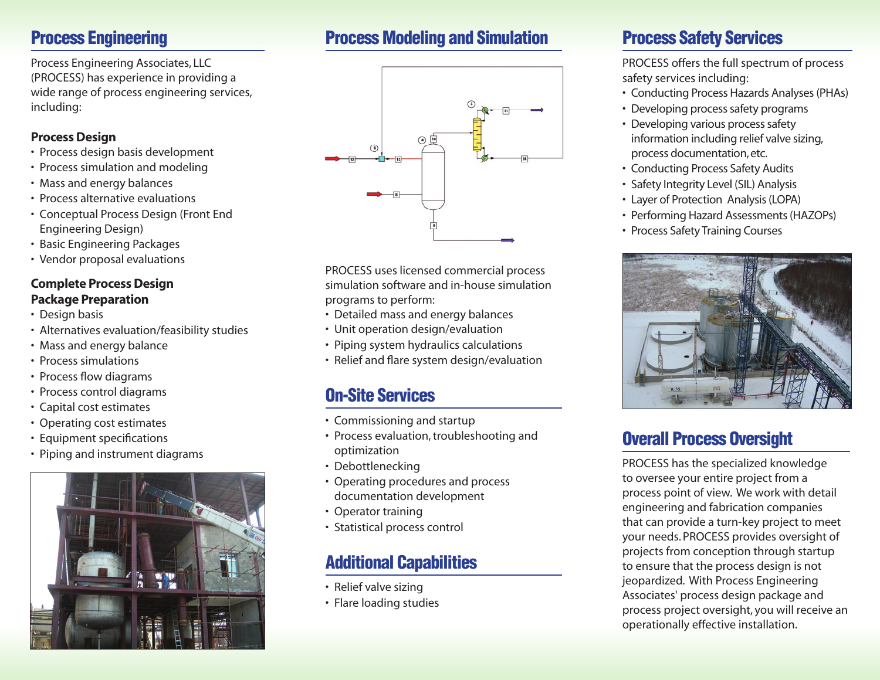## Process Engineering

Process Engineering Associates, LLC (PROCESS) has experience in providing a wide range of process engineering services, including:

### Process Design

- Process design basis development
- Process simulation and modeling
- Mass and energy balances
- Process alternative evaluations
- Conceptual Process Design (Front End Engineering Design)
- Basic Engineering Packages
- Vendor proposal evaluations

### Complete Process Design Package Preparation

- Design basis
- Alternatives evaluation/feasibility studies
- Mass and energy balance
- Process simulations
- Process flow diagrams
- Process control diagrams
- Capital cost estimates
- Operating cost estimates
- Equipment specifications
- Piping and instrument diagrams

## Process Modeling and Simulation

PROCESS uses licensed commercial process simulation software and in-house simulation programs to perform:

- Detailed mass and energy balances
- Unit operation design/evaluation
- Piping system hydraulics calculations
- Relief and flare system design/evaluation

## On-Site Services

- Commissioning and startup
- Process evaluation, troubleshooting and optimization
- Debottlenecking
- Operating procedures and process documentation development
- Operator training
- Statistical process control

## Additional Capabilities

- Relief valve sizing
- Flare loading studies

## Process Safety Services

PROCESS offers the full spectrum of process safety services including:

- Conducting Process Hazards Analyses (PHAs)
- Developing process safety programs
- Developing various process safety information including relief valve sizing, process documentation, etc.
- Conducting Process Safety Audits
- Safety Integrity Level (SIL) Analysis
- Layer of Protection Analysis (LOPA)
- Performing Hazard Assessments (HAZOPs)
- Process Safety Training Courses

## Overall Process Oversight

PROCESS has the specialized knowledge to oversee your entire project from a process point of view. We work with detail engineering and fabrication companies that can provide a turn-key project to meet your needs. PROCESS provides oversight of projects from conception through startup to ensure that the process design is not jeopardized. With Process Engineering Associates' process design package and process project oversight, you will receive an operationally effective installation.